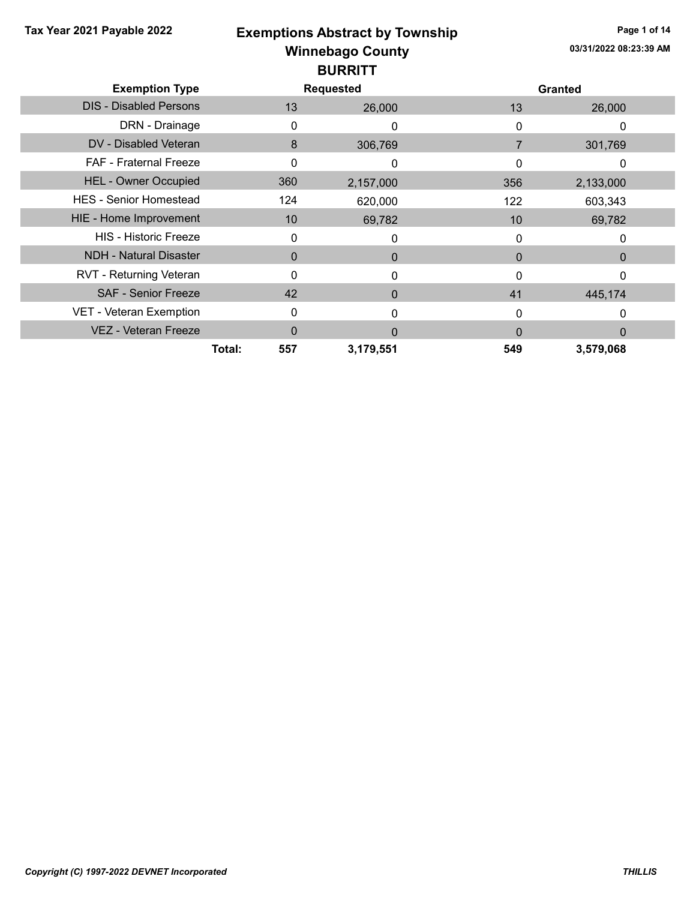Tax Year 2021 Payable 2022

# Exemptions Abstract by Township
## Winnebago County
### BURRITT

03/31/2022 08:23:39 AM

| Exemption Type | Requested | | Granted | |
|---|---|---|---|---|
| DIS - Disabled Persons | 13 | 26,000 | 13 | 26,000 |
| DRN - Drainage | 0 | 0 | 0 | 0 |
| DV - Disabled Veteran | 8 | 306,769 | 7 | 301,769 |
| FAF - Fraternal Freeze | 0 | 0 | 0 | 0 |
| HEL - Owner Occupied | 360 | 2,157,000 | 356 | 2,133,000 |
| HES - Senior Homestead | 124 | 620,000 | 122 | 603,343 |
| HIE - Home Improvement | 10 | 69,782 | 10 | 69,782 |
| HIS - Historic Freeze | 0 | 0 | 0 | 0 |
| NDH - Natural Disaster | 0 | 0 | 0 | 0 |
| RVT - Returning Veteran | 0 | 0 | 0 | 0 |
| SAF - Senior Freeze | 42 | 0 | 41 | 445,174 |
| VET - Veteran Exemption | 0 | 0 | 0 | 0 |
| VEZ - Veteran Freeze | 0 | 0 | 0 | 0 |
| **Total:** | **557** | **3,179,551** | **549** | **3,579,068** |

*Copyright (C) 1997-2022 DEVNET Incorporated*

***THILLIS***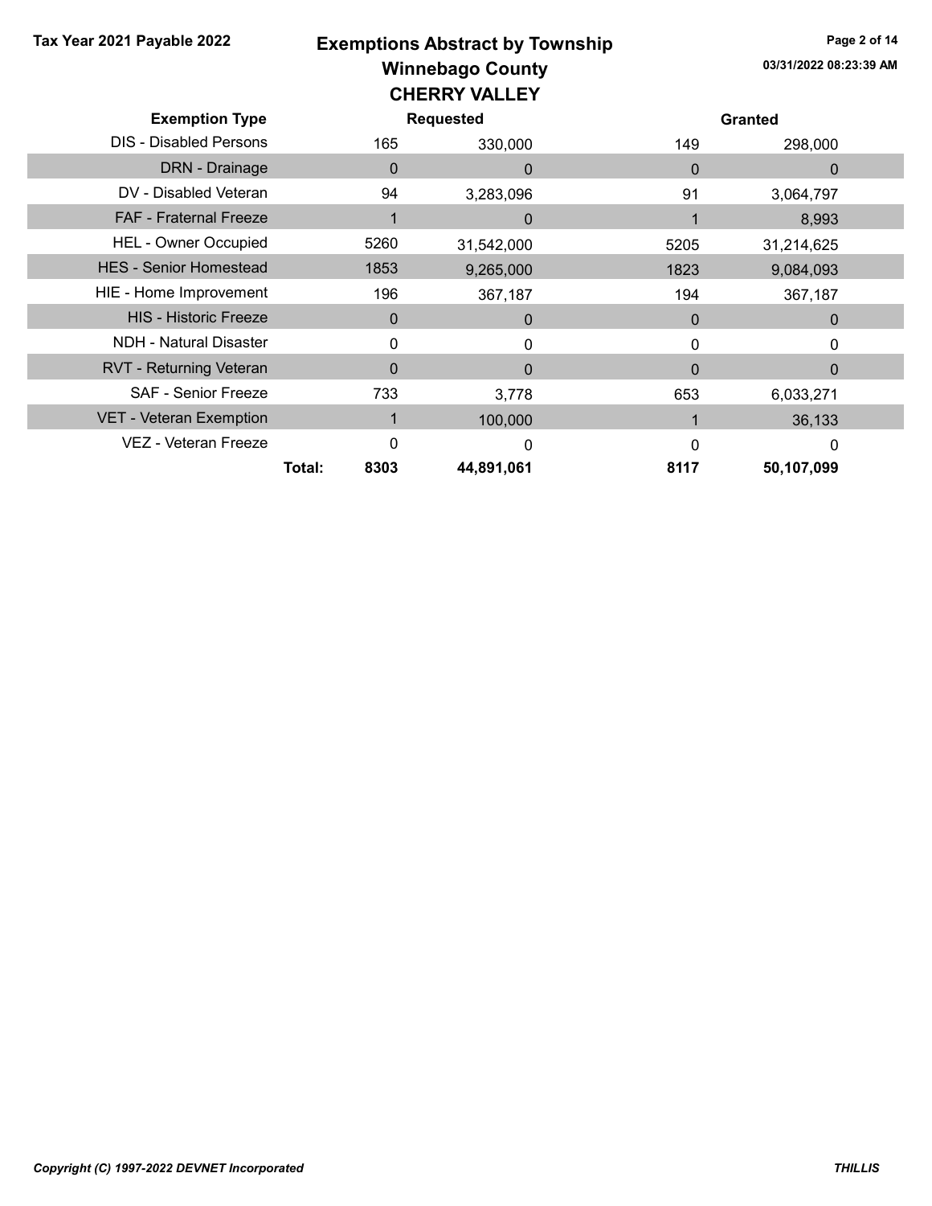# Exemptions Abstract by Township

## Winnebago County

### CHERRY VALLEY

Tax Year 2021 Payable 2022

| Exemption Type | Requested | | Granted | |
|---|---|---|---|---|
| DIS - Disabled Persons | 165 | 330,000 | 149 | 298,000 |
| DRN - Drainage | 0 | 0 | 0 | 0 |
| DV - Disabled Veteran | 94 | 3,283,096 | 91 | 3,064,797 |
| FAF - Fraternal Freeze | 1 | 0 | 1 | 8,993 |
| HEL - Owner Occupied | 5260 | 31,542,000 | 5205 | 31,214,625 |
| HES - Senior Homestead | 1853 | 9,265,000 | 1823 | 9,084,093 |
| HIE - Home Improvement | 196 | 367,187 | 194 | 367,187 |
| HIS - Historic Freeze | 0 | 0 | 0 | 0 |
| NDH - Natural Disaster | 0 | 0 | 0 | 0 |
| RVT - Returning Veteran | 0 | 0 | 0 | 0 |
| SAF - Senior Freeze | 733 | 3,778 | 653 | 6,033,271 |
| VET - Veteran Exemption | 1 | 100,000 | 1 | 36,133 |
| VEZ - Veteran Freeze | 0 | 0 | 0 | 0 |
| **Total:** | **8303** | **44,891,061** | **8117** | **50,107,099** |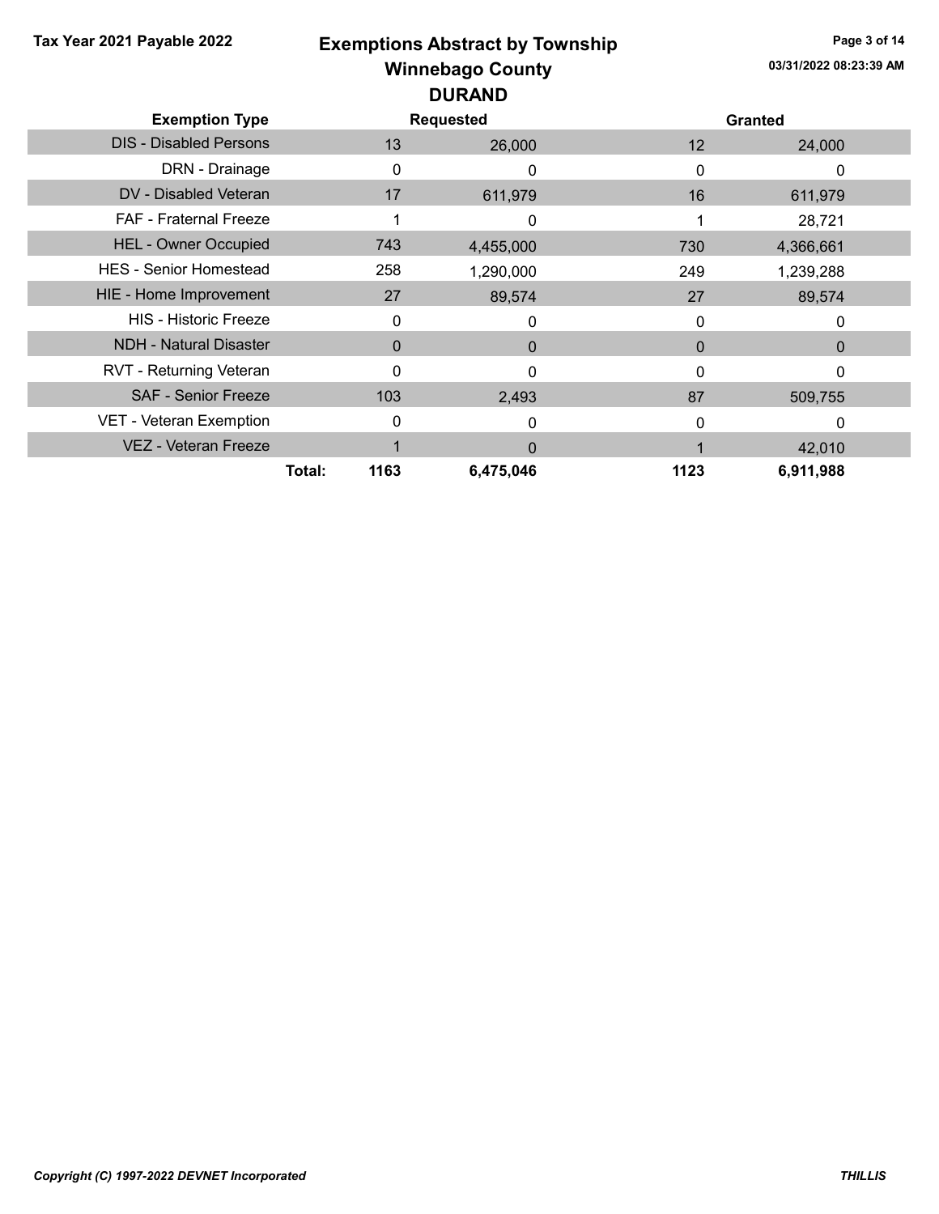Tax Year 2021 Payable 2022

# Exemptions Abstract by Township
## Winnebago County
## DURAND

03/31/2022 08:23:39 AM

| Exemption Type | Requested | | Granted | |
|---|---|---|---|---|
| DIS - Disabled Persons | 13 | 26,000 | 12 | 24,000 |
| DRN - Drainage | 0 | 0 | 0 | 0 |
| DV - Disabled Veteran | 17 | 611,979 | 16 | 611,979 |
| FAF - Fraternal Freeze | 1 | 0 | 1 | 28,721 |
| HEL - Owner Occupied | 743 | 4,455,000 | 730 | 4,366,661 |
| HES - Senior Homestead | 258 | 1,290,000 | 249 | 1,239,288 |
| HIE - Home Improvement | 27 | 89,574 | 27 | 89,574 |
| HIS - Historic Freeze | 0 | 0 | 0 | 0 |
| NDH - Natural Disaster | 0 | 0 | 0 | 0 |
| RVT - Returning Veteran | 0 | 0 | 0 | 0 |
| SAF - Senior Freeze | 103 | 2,493 | 87 | 509,755 |
| VET - Veteran Exemption | 0 | 0 | 0 | 0 |
| VEZ - Veteran Freeze | 1 | 0 | 1 | 42,010 |
| **Total:** | **1163** | **6,475,046** | **1123** | **6,911,988** |

*Copyright (C) 1997-2022 DEVNET Incorporated*

*THILLIS*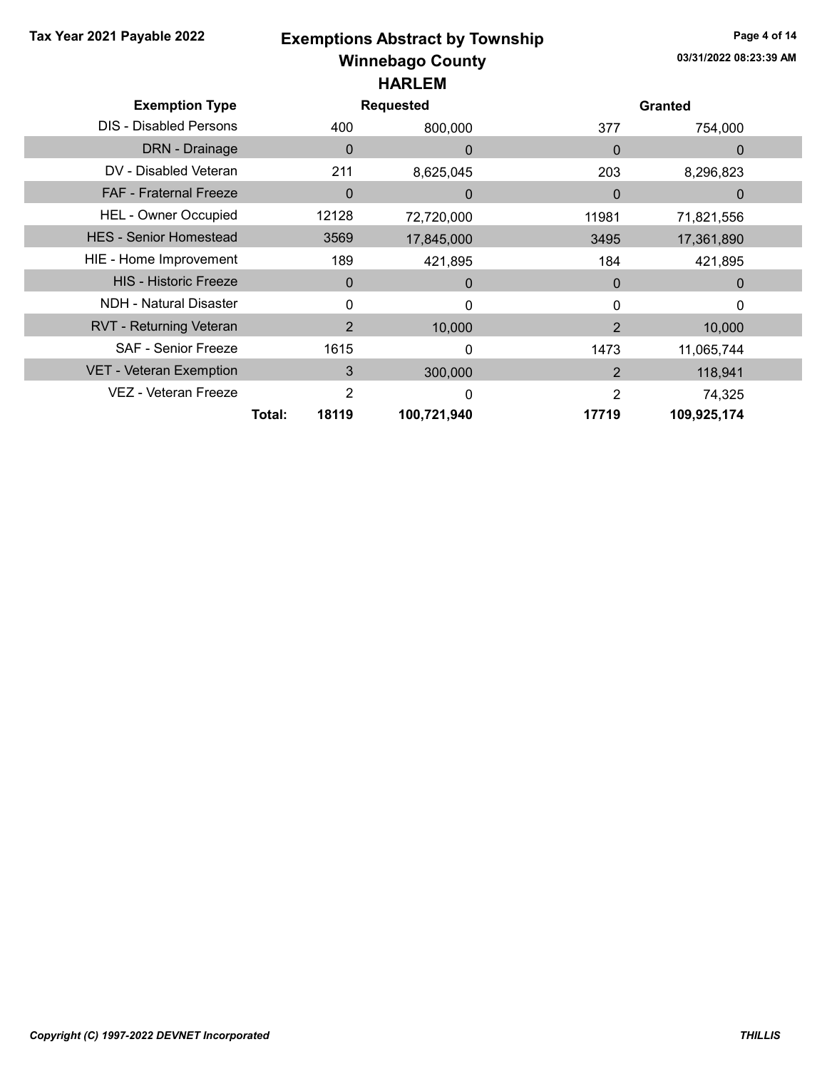Tax Year 2021 Payable 2022

# Exemptions Abstract by Township
## Winnebago County
## HARLEM

03/31/2022 08:23:39 AM

| Exemption Type | Requested | | Granted | |
|---|---|---|---|---|
| DIS - Disabled Persons | 400 | 800,000 | 377 | 754,000 |
| DRN - Drainage | 0 | 0 | 0 | 0 |
| DV - Disabled Veteran | 211 | 8,625,045 | 203 | 8,296,823 |
| FAF - Fraternal Freeze | 0 | 0 | 0 | 0 |
| HEL - Owner Occupied | 12128 | 72,720,000 | 11981 | 71,821,556 |
| HES - Senior Homestead | 3569 | 17,845,000 | 3495 | 17,361,890 |
| HIE - Home Improvement | 189 | 421,895 | 184 | 421,895 |
| HIS - Historic Freeze | 0 | 0 | 0 | 0 |
| NDH - Natural Disaster | 0 | 0 | 0 | 0 |
| RVT - Returning Veteran | 2 | 10,000 | 2 | 10,000 |
| SAF - Senior Freeze | 1615 | 0 | 1473 | 11,065,744 |
| VET - Veteran Exemption | 3 | 300,000 | 2 | 118,941 |
| VEZ - Veteran Freeze | 2 | 0 | 2 | 74,325 |
| **Total:** | **18119** | **100,721,940** | **17719** | **109,925,174** |

*Copyright (C) 1997-2022 DEVNET Incorporated*

***THILLIS***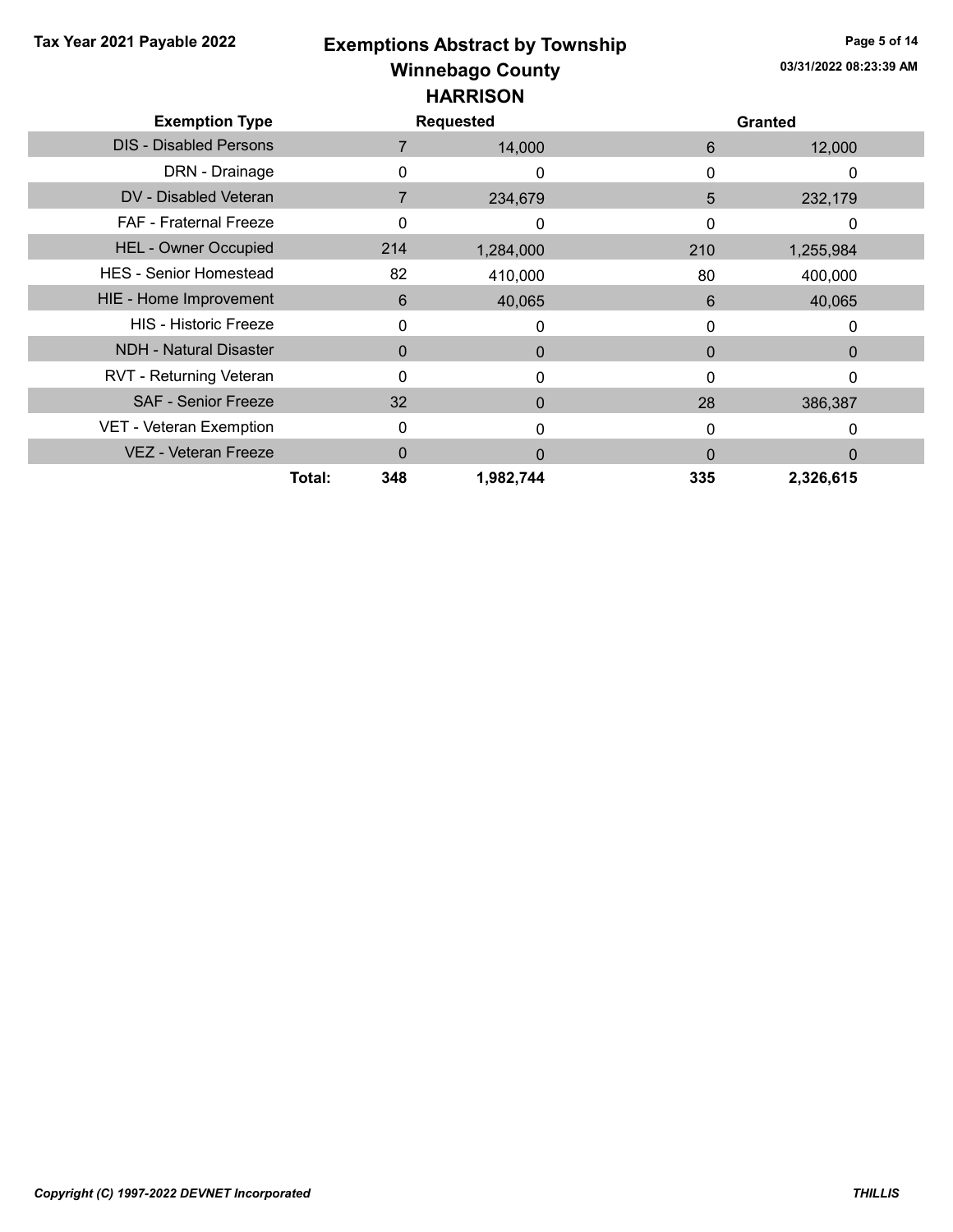**Tax Year 2021 Payable 2022**

# Exemptions Abstract by Township
## Winnebago County
### HARRISON

| Exemption Type | | Requested | | Granted | |
|---|---|---|---|---|---|
| DIS - Disabled Persons | | 7 | 14,000 | 6 | 12,000 |
| DRN - Drainage | | 0 | 0 | 0 | 0 |
| DV - Disabled Veteran | | 7 | 234,679 | 5 | 232,179 |
| FAF - Fraternal Freeze | | 0 | 0 | 0 | 0 |
| HEL - Owner Occupied | | 214 | 1,284,000 | 210 | 1,255,984 |
| HES - Senior Homestead | | 82 | 410,000 | 80 | 400,000 |
| HIE - Home Improvement | | 6 | 40,065 | 6 | 40,065 |
| HIS - Historic Freeze | | 0 | 0 | 0 | 0 |
| NDH - Natural Disaster | | 0 | 0 | 0 | 0 |
| RVT - Returning Veteran | | 0 | 0 | 0 | 0 |
| SAF - Senior Freeze | | 32 | 0 | 28 | 386,387 |
| VET - Veteran Exemption | | 0 | 0 | 0 | 0 |
| VEZ - Veteran Freeze | | 0 | 0 | 0 | 0 |
| | **Total:** | **348** | **1,982,744** | **335** | **2,326,615** |

03/31/2022 08:23:39 AM

*Copyright (C) 1997-2022 DEVNET Incorporated*

*THILLIS*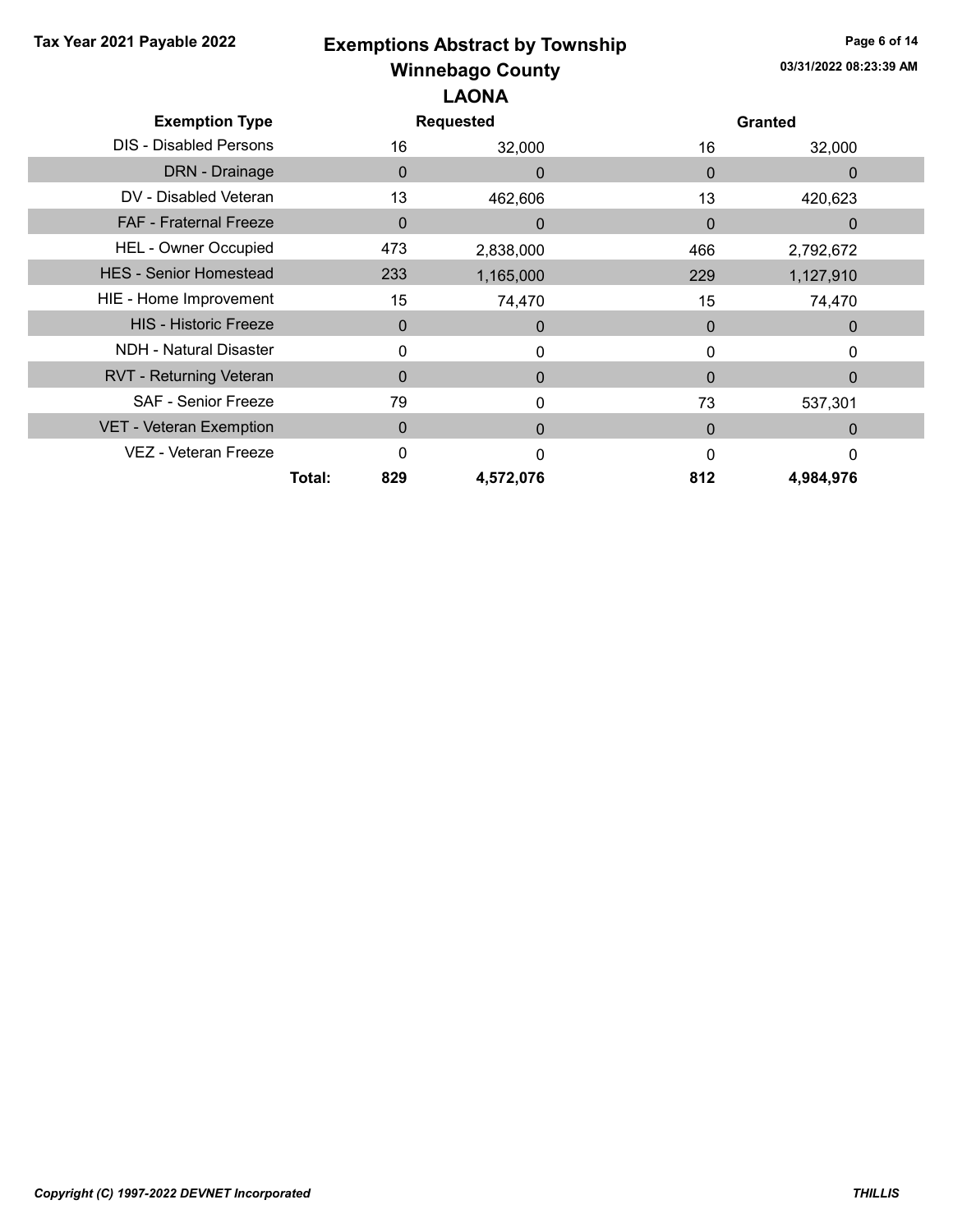**Tax Year 2021 Payable 2022**

# Exemptions Abstract by Township

## Winnebago County

### LAONA

| Exemption Type | | Requested | | Granted | |
|---|---|---|---|---|---|
| | | Count | Amount | Count | Amount |
| DIS - Disabled Persons | | 16 | 32,000 | 16 | 32,000 |
| DRN - Drainage | | 0 | 0 | 0 | 0 |
| DV - Disabled Veteran | | 13 | 462,606 | 13 | 420,623 |
| FAF - Fraternal Freeze | | 0 | 0 | 0 | 0 |
| HEL - Owner Occupied | | 473 | 2,838,000 | 466 | 2,792,672 |
| HES - Senior Homestead | | 233 | 1,165,000 | 229 | 1,127,910 |
| HIE - Home Improvement | | 15 | 74,470 | 15 | 74,470 |
| HIS - Historic Freeze | | 0 | 0 | 0 | 0 |
| NDH - Natural Disaster | | 0 | 0 | 0 | 0 |
| RVT - Returning Veteran | | 0 | 0 | 0 | 0 |
| SAF - Senior Freeze | | 79 | 0 | 73 | 537,301 |
| VET - Veteran Exemption | | 0 | 0 | 0 | 0 |
| VEZ - Veteran Freeze | | 0 | 0 | 0 | 0 |
| | **Total:** | **829** | **4,572,076** | **812** | **4,984,976** |

03/31/2022 08:23:39 AM

*Copyright (C) 1997-2022 DEVNET Incorporated*

***THILLIS***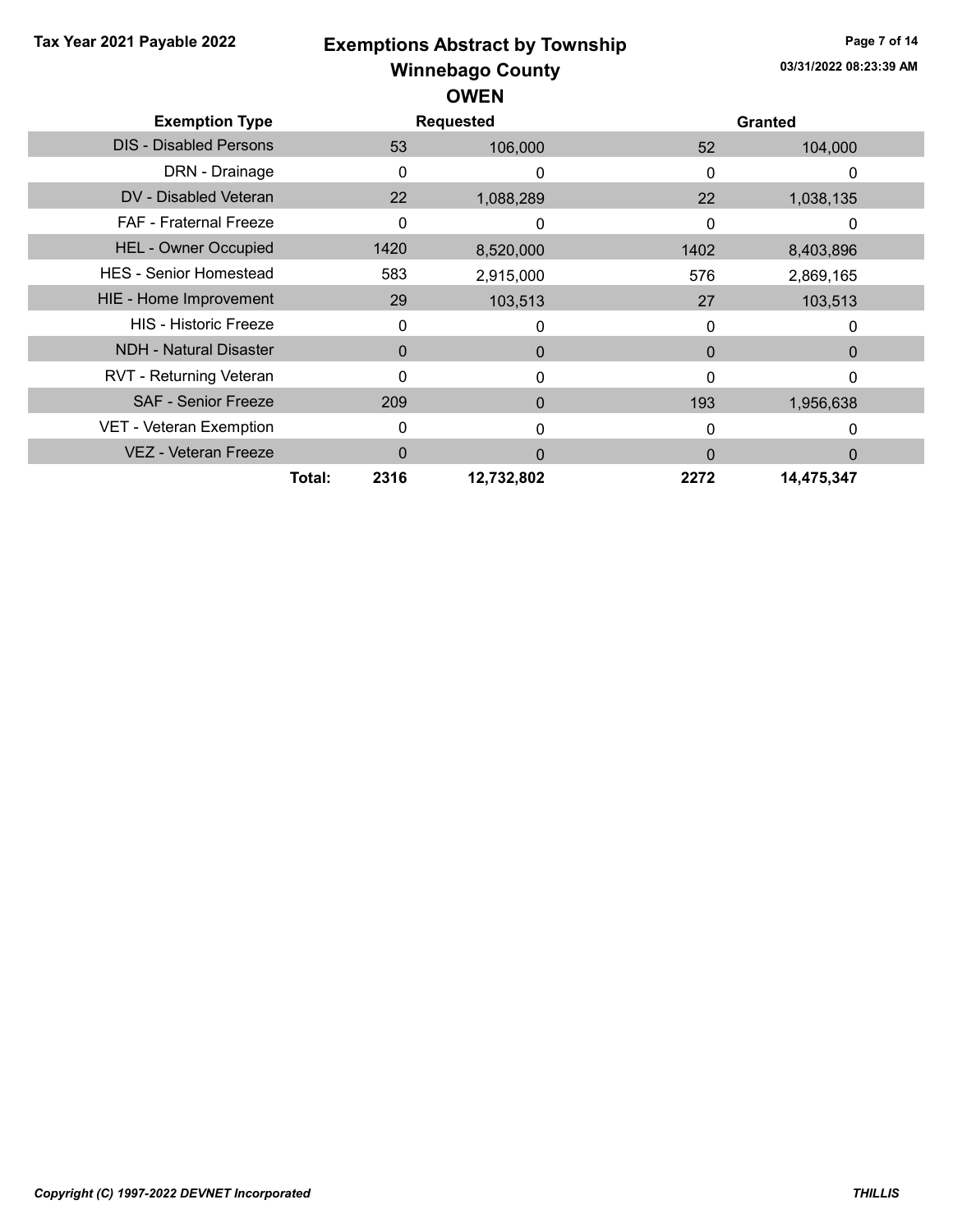**Tax Year 2021 Payable 2022**

# Exemptions Abstract by Township
## Winnebago County
### OWEN

03/31/2022 08:23:39 AM

| Exemption Type | Requested | | Granted | |
|---|---|---|---|---|
| DIS - Disabled Persons | 53 | 106,000 | 52 | 104,000 |
| DRN - Drainage | 0 | 0 | 0 | 0 |
| DV - Disabled Veteran | 22 | 1,088,289 | 22 | 1,038,135 |
| FAF - Fraternal Freeze | 0 | 0 | 0 | 0 |
| HEL - Owner Occupied | 1420 | 8,520,000 | 1402 | 8,403,896 |
| HES - Senior Homestead | 583 | 2,915,000 | 576 | 2,869,165 |
| HIE - Home Improvement | 29 | 103,513 | 27 | 103,513 |
| HIS - Historic Freeze | 0 | 0 | 0 | 0 |
| NDH - Natural Disaster | 0 | 0 | 0 | 0 |
| RVT - Returning Veteran | 0 | 0 | 0 | 0 |
| SAF - Senior Freeze | 209 | 0 | 193 | 1,956,638 |
| VET - Veteran Exemption | 0 | 0 | 0 | 0 |
| VEZ - Veteran Freeze | 0 | 0 | 0 | 0 |
| **Total:** | **2316** | **12,732,802** | **2272** | **14,475,347** |

*Copyright (C) 1997-2022 DEVNET Incorporated*

***THILLIS***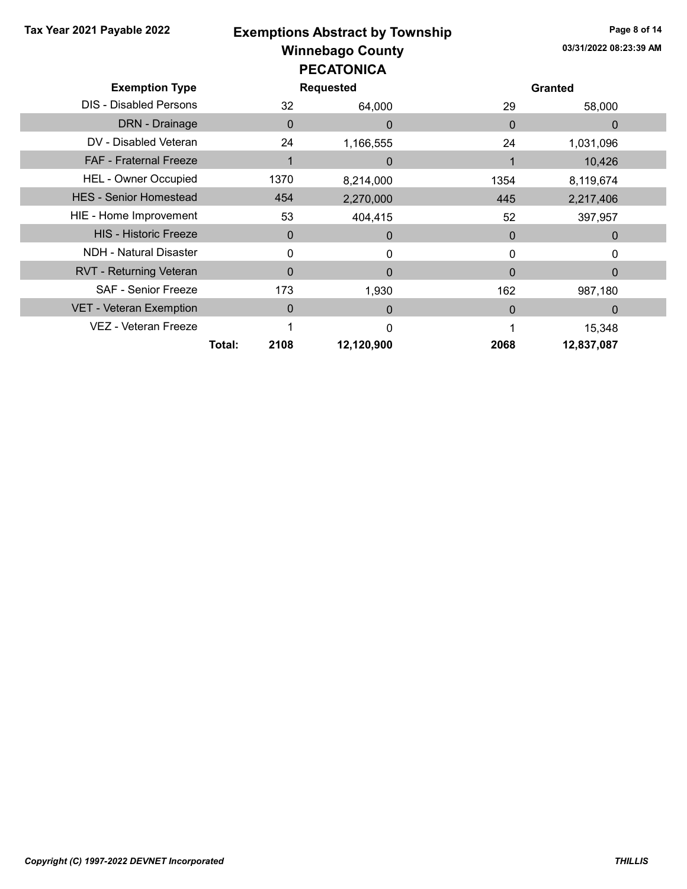# Exemptions Abstract by Township

## Winnebago County

### PECATONICA

Tax Year 2021 Payable 2022

03/31/2022 08:23:39 AM

| Exemption Type | Requested | | Granted | |
|---|---|---|---|---|
| DIS - Disabled Persons | 32 | 64,000 | 29 | 58,000 |
| DRN - Drainage | 0 | 0 | 0 | 0 |
| DV - Disabled Veteran | 24 | 1,166,555 | 24 | 1,031,096 |
| FAF - Fraternal Freeze | 1 | 0 | 1 | 10,426 |
| HEL - Owner Occupied | 1370 | 8,214,000 | 1354 | 8,119,674 |
| HES - Senior Homestead | 454 | 2,270,000 | 445 | 2,217,406 |
| HIE - Home Improvement | 53 | 404,415 | 52 | 397,957 |
| HIS - Historic Freeze | 0 | 0 | 0 | 0 |
| NDH - Natural Disaster | 0 | 0 | 0 | 0 |
| RVT - Returning Veteran | 0 | 0 | 0 | 0 |
| SAF - Senior Freeze | 173 | 1,930 | 162 | 987,180 |
| VET - Veteran Exemption | 0 | 0 | 0 | 0 |
| VEZ - Veteran Freeze | 1 | 0 | 1 | 15,348 |
| **Total:** | **2108** | **12,120,900** | **2068** | **12,837,087** |

*Copyright (C) 1997-2022 DEVNET Incorporated*

***THILLIS***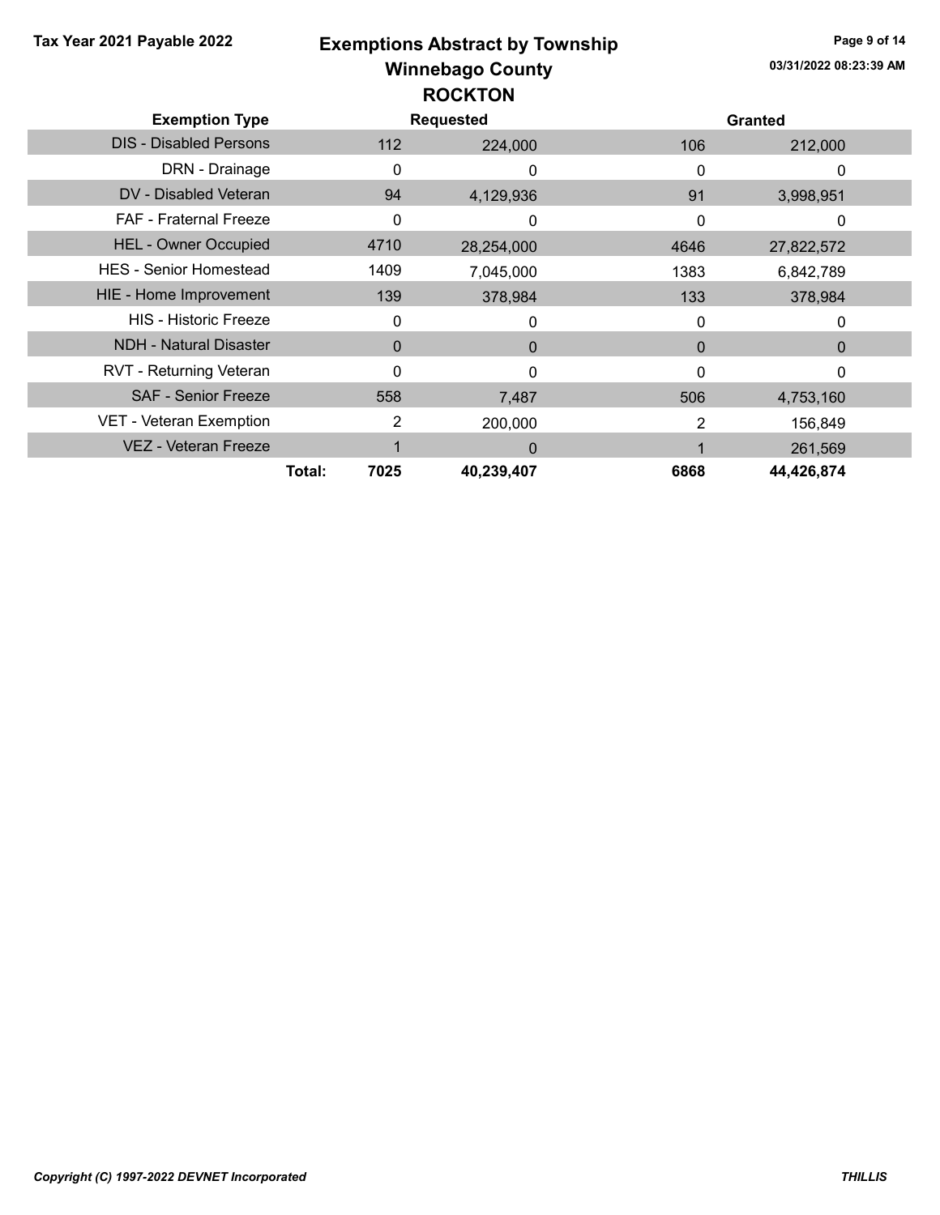Tax Year 2021 Payable 2022

# Exemptions Abstract by Township
## Winnebago County
## ROCKTON

03/31/2022 08:23:39 AM

| Exemption Type | Requested | | Granted | |
|---|---|---|---|---|
| DIS - Disabled Persons | 112 | 224,000 | 106 | 212,000 |
| DRN - Drainage | 0 | 0 | 0 | 0 |
| DV - Disabled Veteran | 94 | 4,129,936 | 91 | 3,998,951 |
| FAF - Fraternal Freeze | 0 | 0 | 0 | 0 |
| HEL - Owner Occupied | 4710 | 28,254,000 | 4646 | 27,822,572 |
| HES - Senior Homestead | 1409 | 7,045,000 | 1383 | 6,842,789 |
| HIE - Home Improvement | 139 | 378,984 | 133 | 378,984 |
| HIS - Historic Freeze | 0 | 0 | 0 | 0 |
| NDH - Natural Disaster | 0 | 0 | 0 | 0 |
| RVT - Returning Veteran | 0 | 0 | 0 | 0 |
| SAF - Senior Freeze | 558 | 7,487 | 506 | 4,753,160 |
| VET - Veteran Exemption | 2 | 200,000 | 2 | 156,849 |
| VEZ - Veteran Freeze | 1 | 0 | 1 | 261,569 |
| **Total:** | **7025** | **40,239,407** | **6868** | **44,426,874** |

*Copyright (C) 1997-2022 DEVNET Incorporated*

*THILLIS*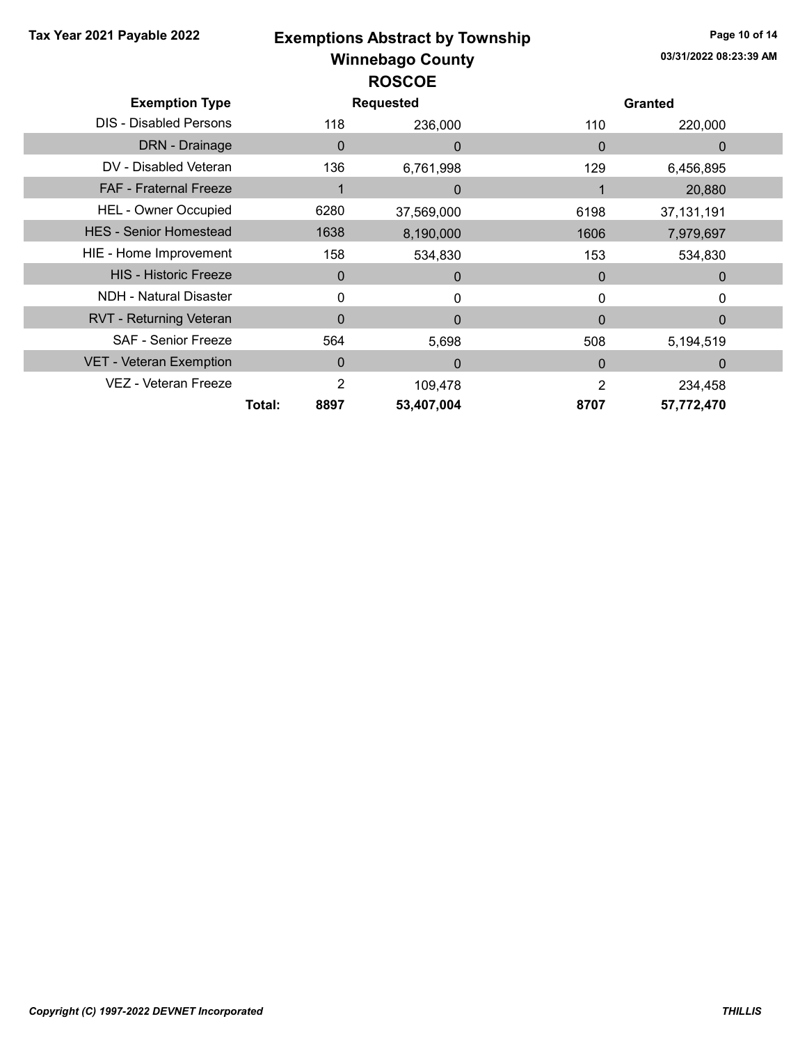Tax Year 2021 Payable 2022

# Exemptions Abstract by Township
## Winnebago County
## ROSCOE

03/31/2022 08:23:39 AM

| Exemption Type | Requested | | Granted | |
|---|---|---|---|---|
| DIS - Disabled Persons | 118 | 236,000 | 110 | 220,000 |
| DRN - Drainage | 0 | 0 | 0 | 0 |
| DV - Disabled Veteran | 136 | 6,761,998 | 129 | 6,456,895 |
| FAF - Fraternal Freeze | 1 | 0 | 1 | 20,880 |
| HEL - Owner Occupied | 6280 | 37,569,000 | 6198 | 37,131,191 |
| HES - Senior Homestead | 1638 | 8,190,000 | 1606 | 7,979,697 |
| HIE - Home Improvement | 158 | 534,830 | 153 | 534,830 |
| HIS - Historic Freeze | 0 | 0 | 0 | 0 |
| NDH - Natural Disaster | 0 | 0 | 0 | 0 |
| RVT - Returning Veteran | 0 | 0 | 0 | 0 |
| SAF - Senior Freeze | 564 | 5,698 | 508 | 5,194,519 |
| VET - Veteran Exemption | 0 | 0 | 0 | 0 |
| VEZ - Veteran Freeze | 2 | 109,478 | 2 | 234,458 |
| **Total:** | **8897** | **53,407,004** | **8707** | **57,772,470** |

*Copyright (C) 1997-2022 DEVNET Incorporated*

***THILLIS***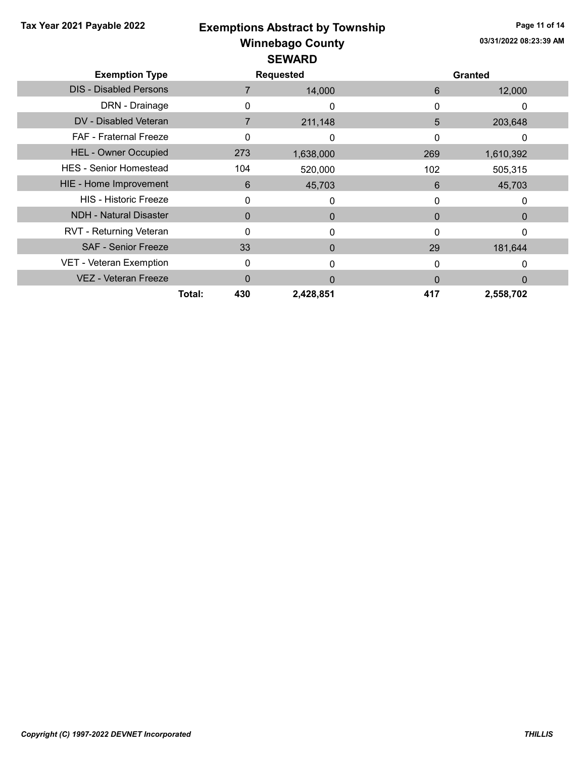# Exemptions Abstract by Township

## Winnebago County

### SEWARD

Tax Year 2021 Payable 2022

03/31/2022 08:23:39 AM

| Exemption Type | Requested | | Granted | |
|---|---|---|---|---|
| DIS - Disabled Persons | 7 | 14,000 | 6 | 12,000 |
| DRN - Drainage | 0 | 0 | 0 | 0 |
| DV - Disabled Veteran | 7 | 211,148 | 5 | 203,648 |
| FAF - Fraternal Freeze | 0 | 0 | 0 | 0 |
| HEL - Owner Occupied | 273 | 1,638,000 | 269 | 1,610,392 |
| HES - Senior Homestead | 104 | 520,000 | 102 | 505,315 |
| HIE - Home Improvement | 6 | 45,703 | 6 | 45,703 |
| HIS - Historic Freeze | 0 | 0 | 0 | 0 |
| NDH - Natural Disaster | 0 | 0 | 0 | 0 |
| RVT - Returning Veteran | 0 | 0 | 0 | 0 |
| SAF - Senior Freeze | 33 | 0 | 29 | 181,644 |
| VET - Veteran Exemption | 0 | 0 | 0 | 0 |
| VEZ - Veteran Freeze | 0 | 0 | 0 | 0 |
| **Total:** | **430** | **2,428,851** | **417** | **2,558,702** |

*Copyright (C) 1997-2022 DEVNET Incorporated*

THILLIS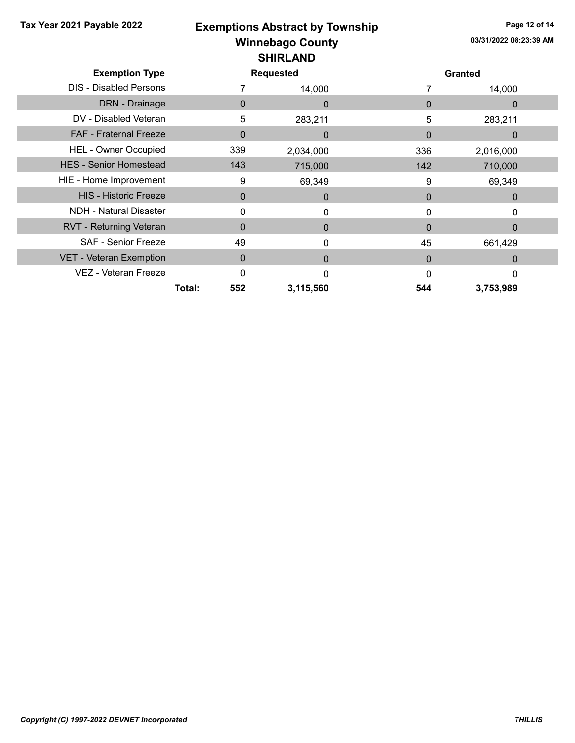# Tax Year 2021 Payable 2022

# Exemptions Abstract by Township

## Winnebago County

## SHIRLAND

| Exemption Type | Requested | | Granted | |
|---|---|---|---|---|
| DIS - Disabled Persons | 7 | 14,000 | 7 | 14,000 |
| DRN - Drainage | 0 | 0 | 0 | 0 |
| DV - Disabled Veteran | 5 | 283,211 | 5 | 283,211 |
| FAF - Fraternal Freeze | 0 | 0 | 0 | 0 |
| HEL - Owner Occupied | 339 | 2,034,000 | 336 | 2,016,000 |
| HES - Senior Homestead | 143 | 715,000 | 142 | 710,000 |
| HIE - Home Improvement | 9 | 69,349 | 9 | 69,349 |
| HIS - Historic Freeze | 0 | 0 | 0 | 0 |
| NDH - Natural Disaster | 0 | 0 | 0 | 0 |
| RVT - Returning Veteran | 0 | 0 | 0 | 0 |
| SAF - Senior Freeze | 49 | 0 | 45 | 661,429 |
| VET - Veteran Exemption | 0 | 0 | 0 | 0 |
| VEZ - Veteran Freeze | 0 | 0 | 0 | 0 |
| **Total:** | **552** | **3,115,560** | **544** | **3,753,989** |

*Copyright (C) 1997-2022 DEVNET Incorporated*

*THILLIS*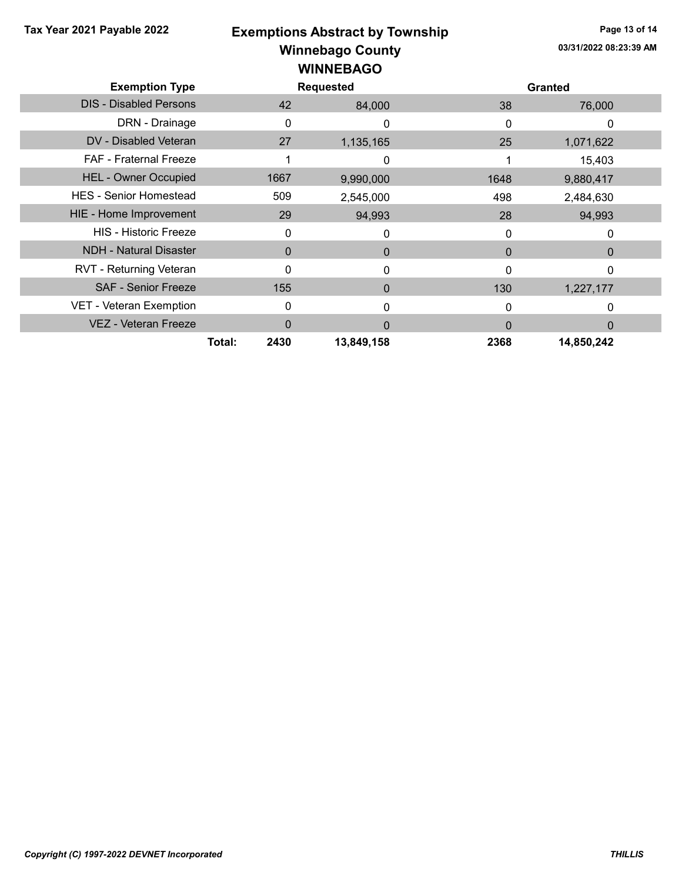# Exemptions Abstract by Township

## Winnebago County

### WINNEBAGO

Tax Year 2021 Payable 2022

| Exemption Type | Requested | | Granted | |
|---|---|---|---|---|
| DIS - Disabled Persons | 42 | 84,000 | 38 | 76,000 |
| DRN - Drainage | 0 | 0 | 0 | 0 |
| DV - Disabled Veteran | 27 | 1,135,165 | 25 | 1,071,622 |
| FAF - Fraternal Freeze | 1 | 0 | 1 | 15,403 |
| HEL - Owner Occupied | 1667 | 9,990,000 | 1648 | 9,880,417 |
| HES - Senior Homestead | 509 | 2,545,000 | 498 | 2,484,630 |
| HIE - Home Improvement | 29 | 94,993 | 28 | 94,993 |
| HIS - Historic Freeze | 0 | 0 | 0 | 0 |
| NDH - Natural Disaster | 0 | 0 | 0 | 0 |
| RVT - Returning Veteran | 0 | 0 | 0 | 0 |
| SAF - Senior Freeze | 155 | 0 | 130 | 1,227,177 |
| VET - Veteran Exemption | 0 | 0 | 0 | 0 |
| VEZ - Veteran Freeze | 0 | 0 | 0 | 0 |
| **Total:** | **2430** | **13,849,158** | **2368** | **14,850,242** |

*Copyright (C) 1997-2022 DEVNET Incorporated*

***THILLIS***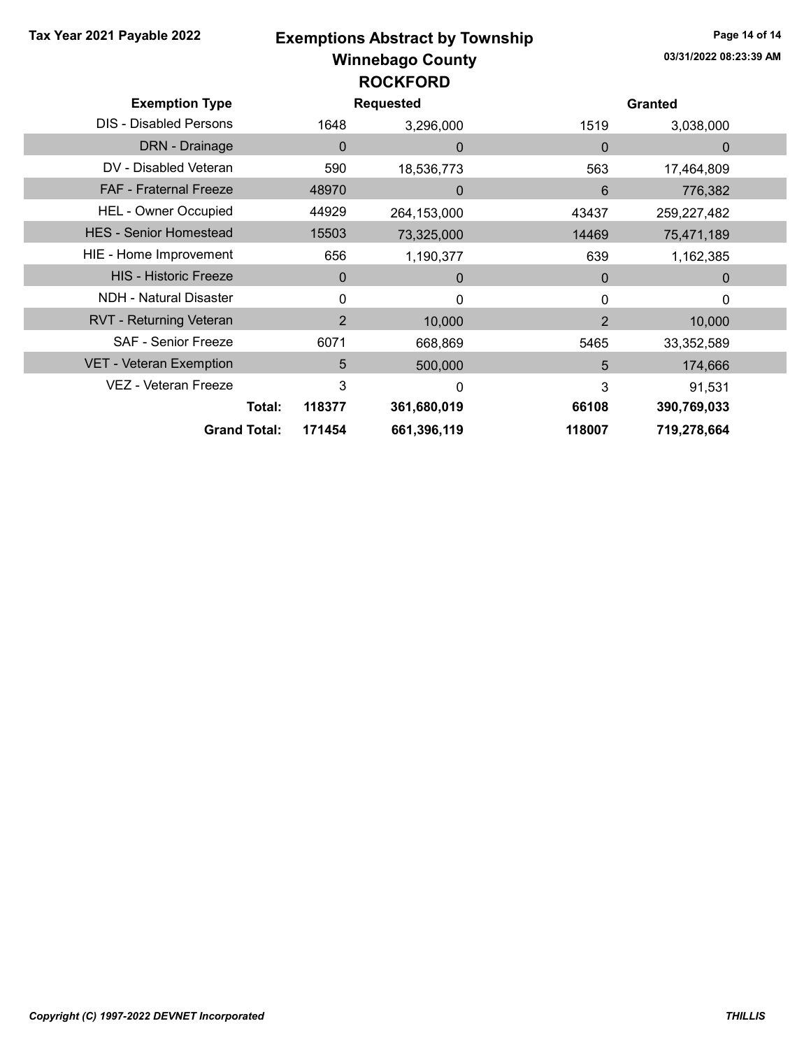# Exemptions Abstract by Township

## Winnebago County

## ROCKFORD

Tax Year 2021 Payable 2022

03/31/2022 08:23:39 AM

| Exemption Type | Requested | | Granted | |
|---|---|---|---|---|
| DIS - Disabled Persons | 1648 | 3,296,000 | 1519 | 3,038,000 |
| DRN - Drainage | 0 | 0 | 0 | 0 |
| DV - Disabled Veteran | 590 | 18,536,773 | 563 | 17,464,809 |
| FAF - Fraternal Freeze | 48970 | 0 | 6 | 776,382 |
| HEL - Owner Occupied | 44929 | 264,153,000 | 43437 | 259,227,482 |
| HES - Senior Homestead | 15503 | 73,325,000 | 14469 | 75,471,189 |
| HIE - Home Improvement | 656 | 1,190,377 | 639 | 1,162,385 |
| HIS - Historic Freeze | 0 | 0 | 0 | 0 |
| NDH - Natural Disaster | 0 | 0 | 0 | 0 |
| RVT - Returning Veteran | 2 | 10,000 | 2 | 10,000 |
| SAF - Senior Freeze | 6071 | 668,869 | 5465 | 33,352,589 |
| VET - Veteran Exemption | 5 | 500,000 | 5 | 174,666 |
| VEZ - Veteran Freeze | 3 | 0 | 3 | 91,531 |
| **Total:** | **118377** | **361,680,019** | **66108** | **390,769,033** |
| **Grand Total:** | **171454** | **661,396,119** | **118007** | **719,278,664** |

*Copyright (C) 1997-2022 DEVNET Incorporated*

*THILLIS*